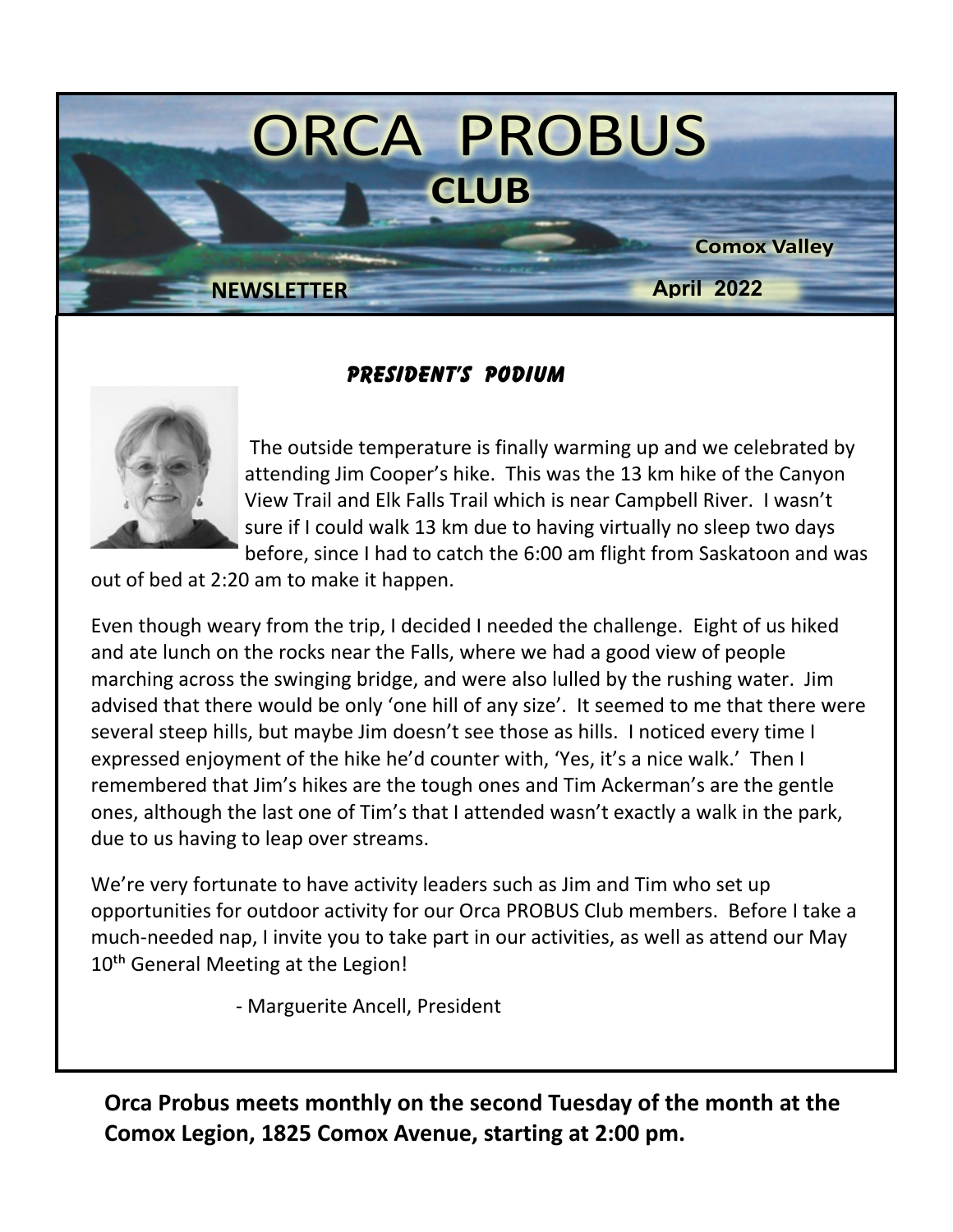# ORCA PROBUS

## CLUB

**Comox Valley**

**NEWSLETTER** **April 2022**

### *PRESIDENT'S PODIUM*

The outside temperature is finally warming up and we celebrated by attending Jim Cooper's hike. This was the 13 km hike of the Canyon View Trail and Elk Falls Trail which is near Campbell River. I wasn't sure if I could walk 13 km due to having virtually no sleep two days before, since I had to catch the 6:00 am flight from Saskatoon and was out of bed at 2:20 am to make it happen.

Even though weary from the trip, I decided I needed the challenge. Eight of us hiked and ate lunch on the rocks near the Falls, where we had a good view of people marching across the swinging bridge, and were also lulled by the rushing water. Jim advised that there would be only 'one hill of any size'. It seemed to me that there were several steep hills, but maybe Jim doesn't see those as hills. I noticed every time I expressed enjoyment of the hike he'd counter with, 'Yes, it's a nice walk.' Then I remembered that Jim's hikes are the tough ones and Tim Ackerman's are the gentle ones, although the last one of Tim's that I attended wasn't exactly a walk in the park, due to us having to leap over streams.

We're very fortunate to have activity leaders such as Jim and Tim who set up opportunities for outdoor activity for our Orca PROBUS Club members. Before I take a much-needed nap, I invite you to take part in our activities, as well as attend our May 10th General Meeting at the Legion!

- Marguerite Ancell, President

**Orca Probus meets monthly on the second Tuesday of the month at the Comox Legion, 1825 Comox Avenue, starting at 2:00 pm.**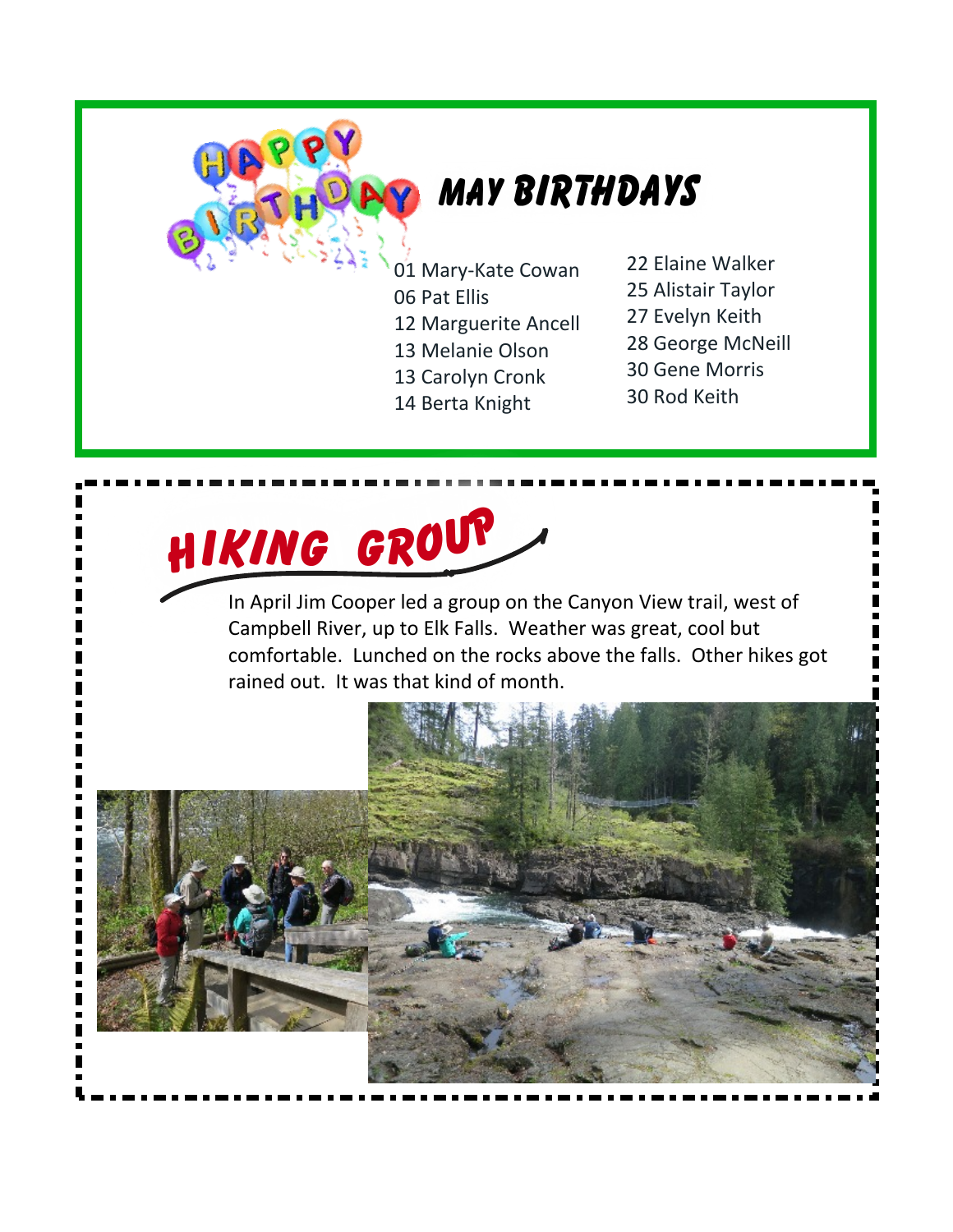## MAY BIRTHDAYS

01 Mary-Kate Cowan
06 Pat Ellis
12 Marguerite Ancell
13 Melanie Olson
13 Carolyn Cronk
14 Berta Knight
22 Elaine Walker
25 Alistair Taylor
27 Evelyn Keith
28 George McNeill
30 Gene Morris
30 Rod Keith

## HIKING GROUP

In April Jim Cooper led a group on the Canyon View trail, west of Campbell River, up to Elk Falls. Weather was great, cool but comfortable. Lunched on the rocks above the falls. Other hikes got rained out. It was that kind of month.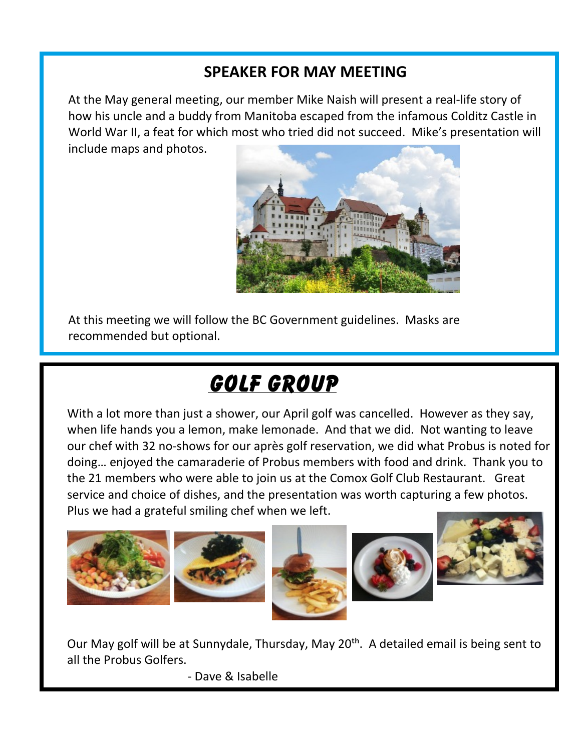## SPEAKER FOR MAY MEETING

At the May general meeting, our member Mike Naish will present a real-life story of how his uncle and a buddy from Manitoba escaped from the infamous Colditz Castle in World War II, a feat for which most who tried did not succeed. Mike's presentation will include maps and photos.

At this meeting we will follow the BC Government guidelines. Masks are recommended but optional.

## GOLF GROUP

With a lot more than just a shower, our April golf was cancelled. However as they say, when life hands you a lemon, make lemonade. And that we did. Not wanting to leave our chef with 32 no-shows for our après golf reservation, we did what Probus is noted for doing… enjoyed the camaraderie of Probus members with food and drink. Thank you to the 21 members who were able to join us at the Comox Golf Club Restaurant. Great service and choice of dishes, and the presentation was worth capturing a few photos. Plus we had a grateful smiling chef when we left.

Our May golf will be at Sunnydale, Thursday, May 20th. A detailed email is being sent to all the Probus Golfers.

- Dave & Isabelle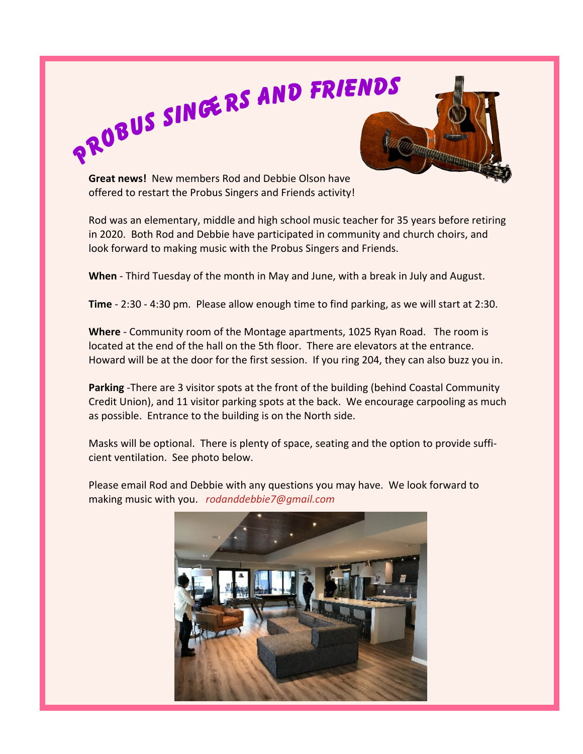# PROBUS SINGERS AND FRIENDS

**Great news!** New members Rod and Debbie Olson have offered to restart the Probus Singers and Friends activity!

Rod was an elementary, middle and high school music teacher for 35 years before retiring in 2020. Both Rod and Debbie have participated in community and church choirs, and look forward to making music with the Probus Singers and Friends.

**When** - Third Tuesday of the month in May and June, with a break in July and August.

**Time** - 2:30 - 4:30 pm. Please allow enough time to find parking, as we will start at 2:30.

**Where** - Community room of the Montage apartments, 1025 Ryan Road. The room is located at the end of the hall on the 5th floor. There are elevators at the entrance. Howard will be at the door for the first session. If you ring 204, they can also buzz you in.

**Parking** -There are 3 visitor spots at the front of the building (behind Coastal Community Credit Union), and 11 visitor parking spots at the back. We encourage carpooling as much as possible. Entrance to the building is on the North side.

Masks will be optional. There is plenty of space, seating and the option to provide sufficient ventilation. See photo below.

Please email Rod and Debbie with any questions you may have. We look forward to making music with you. *rodanddebbie7@gmail.com*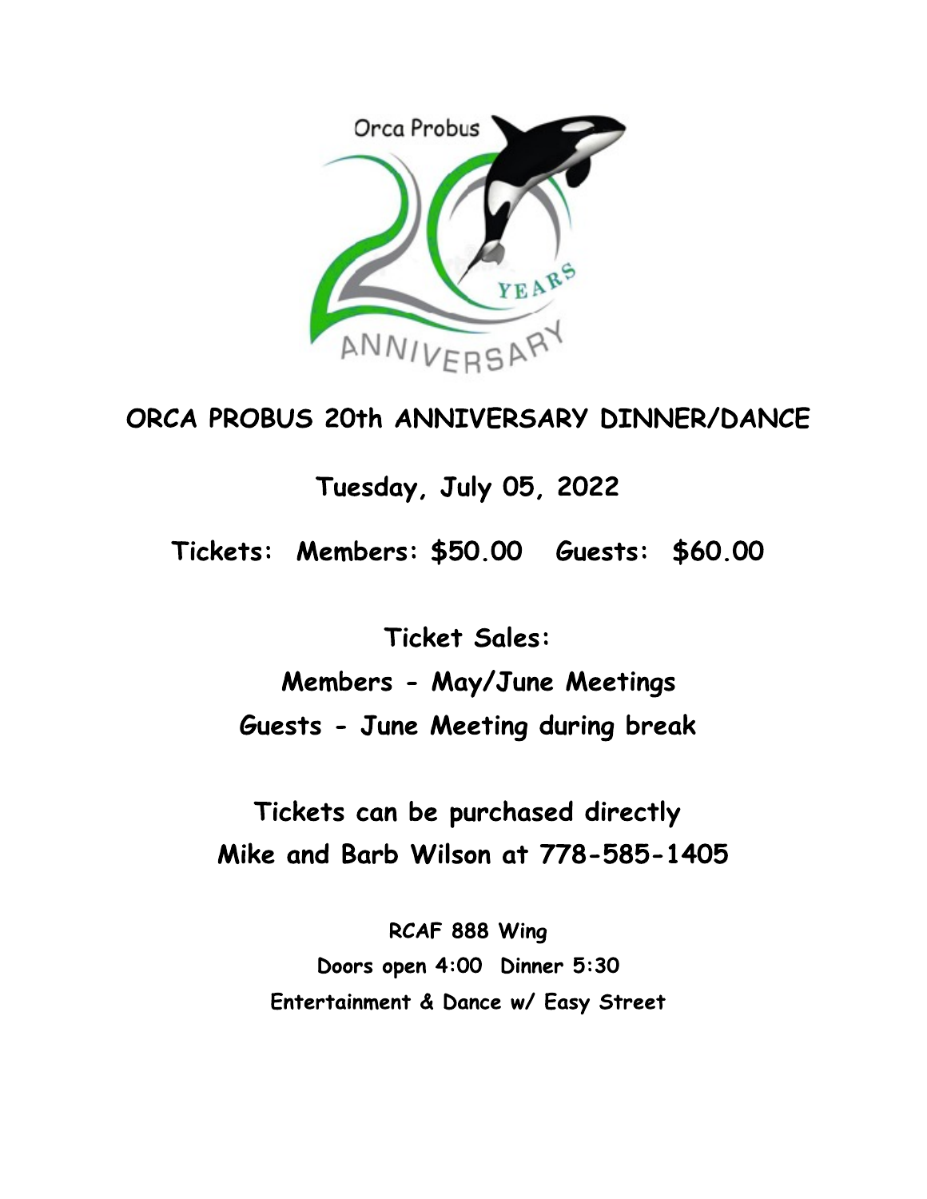Orca Probus

20 YEARS ANNIVERSARY

**ORCA PROBUS 20th ANNIVERSARY DINNER/DANCE**

**Tuesday, July 05, 2022**

**Tickets: Members: $50.00 Guests: $60.00**

**Ticket Sales:**

**Members - May/June Meetings**

**Guests - June Meeting during break**

**Tickets can be purchased directly**

**Mike and Barb Wilson at 778-585-1405**

**RCAF 888 Wing**

**Doors open 4:00 Dinner 5:30**

**Entertainment & Dance w/ Easy Street**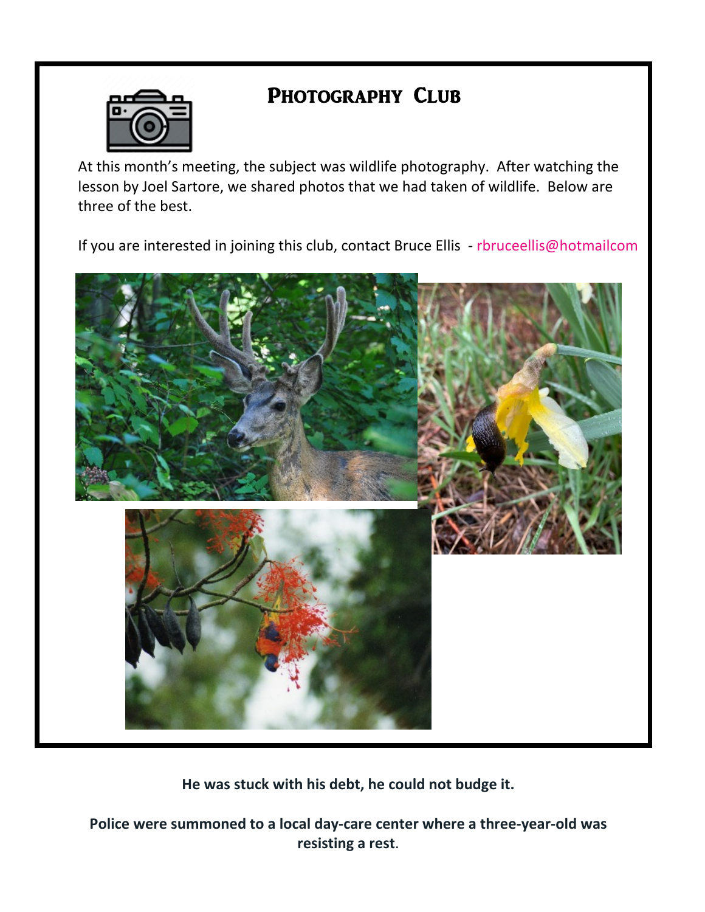## Photography Club

At this month's meeting, the subject was wildlife photography. After watching the lesson by Joel Sartore, we shared photos that we had taken of wildlife. Below are three of the best.

If you are interested in joining this club, contact Bruce Ellis - rbruceellis@hotmailcom

**He was stuck with his debt, he could not budge it.**

**Police were summoned to a local day-care center where a three-year-old was resisting a rest.**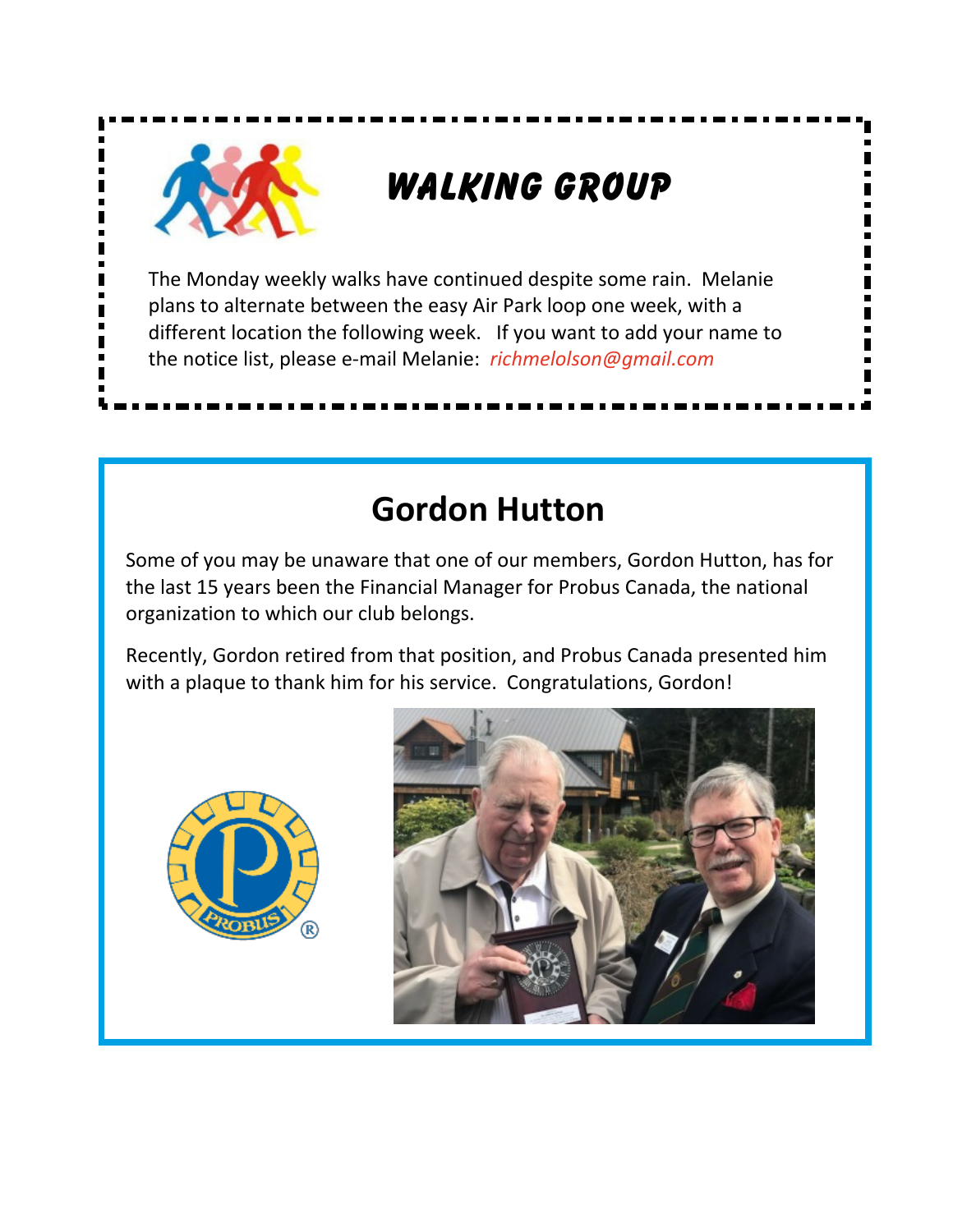## WALKING GROUP

The Monday weekly walks have continued despite some rain. Melanie plans to alternate between the easy Air Park loop one week, with a different location the following week. If you want to add your name to the notice list, please e-mail Melanie: *richmelolson@gmail.com*

## Gordon Hutton

Some of you may be unaware that one of our members, Gordon Hutton, has for the last 15 years been the Financial Manager for Probus Canada, the national organization to which our club belongs.

Recently, Gordon retired from that position, and Probus Canada presented him with a plaque to thank him for his service. Congratulations, Gordon!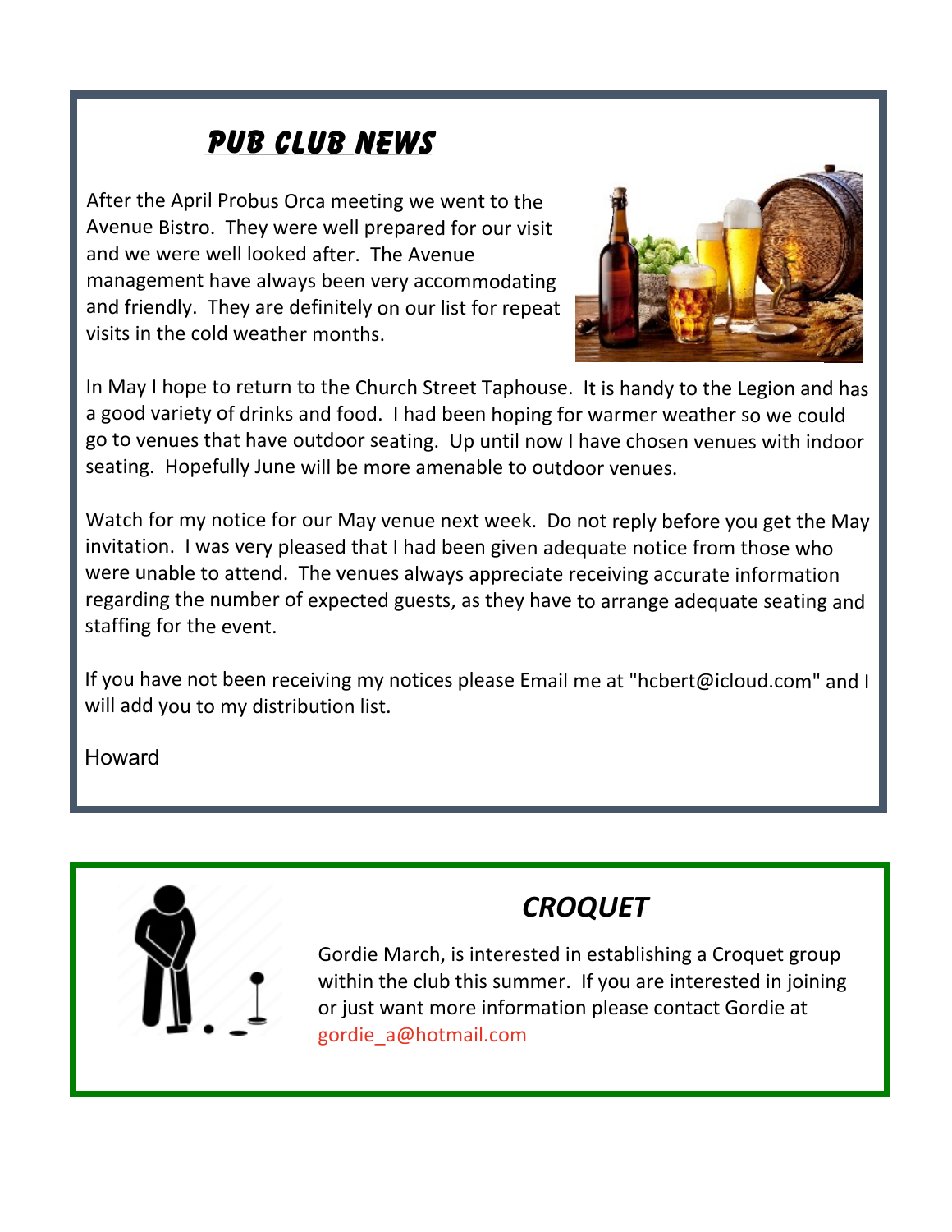## PUB CLUB NEWS

After the April Probus Orca meeting we went to the Avenue Bistro. They were well prepared for our visit and we were well looked after. The Avenue management have always been very accommodating and friendly. They are definitely on our list for repeat visits in the cold weather months.

In May I hope to return to the Church Street Taphouse. It is handy to the Legion and has a good variety of drinks and food. I had been hoping for warmer weather so we could go to venues that have outdoor seating. Up until now I have chosen venues with indoor seating. Hopefully June will be more amenable to outdoor venues.

Watch for my notice for our May venue next week. Do not reply before you get the May invitation. I was very pleased that I had been given adequate notice from those who were unable to attend. The venues always appreciate receiving accurate information regarding the number of expected guests, as they have to arrange adequate seating and staffing for the event.

If you have not been receiving my notices please Email me at "hcbert@icloud.com" and I will add you to my distribution list.

Howard

## *CROQUET*

Gordie March, is interested in establishing a Croquet group within the club this summer. If you are interested in joining or just want more information please contact Gordie at gordie_a@hotmail.com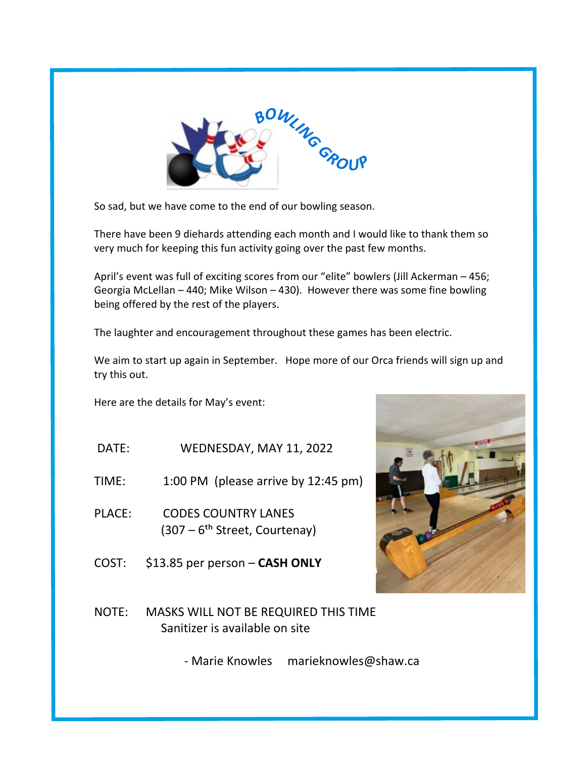# BOWLING GROUP

So sad, but we have come to the end of our bowling season.

There have been 9 diehards attending each month and I would like to thank them so very much for keeping this fun activity going over the past few months.

April's event was full of exciting scores from our "elite" bowlers (Jill Ackerman – 456; Georgia McLellan – 440; Mike Wilson – 430). However there was some fine bowling being offered by the rest of the players.

The laughter and encouragement throughout these games has been electric.

We aim to start up again in September. Hope more of our Orca friends will sign up and try this out.

Here are the details for May's event:

DATE: WEDNESDAY, MAY 11, 2022

TIME: 1:00 PM (please arrive by 12:45 pm)

PLACE: CODES COUNTRY LANES
(307 – 6th Street, Courtenay)

COST: $13.85 per person – **CASH ONLY**

NOTE: MASKS WILL NOT BE REQUIRED THIS TIME
Sanitizer is available on site

- Marie Knowles marieknowles@shaw.ca